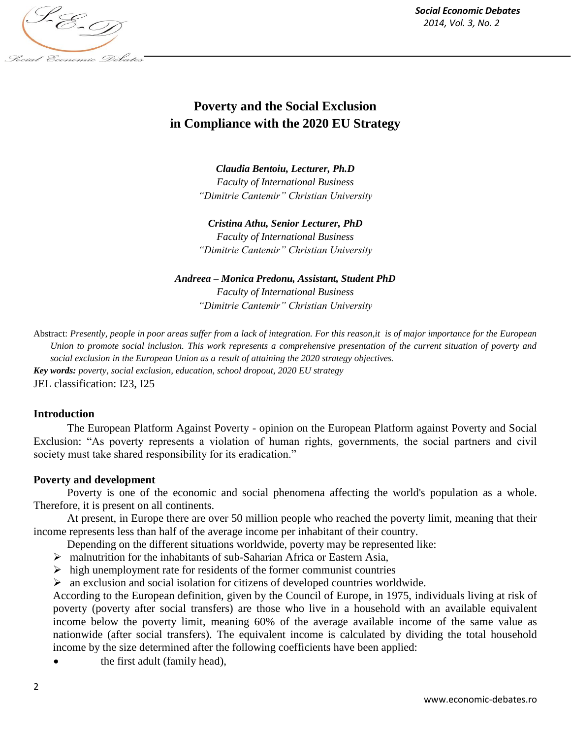# Poverty and the Social Exclusion in Compliance with the 2020 EU Strategy

***Claudia Bentoiu, Lecturer, Ph.D***
*Faculty of International Business*
*"Dimitrie Cantemir" Christian University*

***Cristina Athu, Senior Lecturer, PhD***
*Faculty of International Business*
*"Dimitrie Cantemir" Christian University*

***Andreea – Monica Predonu, Assistant, Student PhD***
*Faculty of International Business*
*"Dimitrie Cantemir" Christian University*

Abstract: *Presently, people in poor areas suffer from a lack of integration. For this reason,it is of major importance for the European Union to promote social inclusion. This work represents a comprehensive presentation of the current situation of poverty and social exclusion in the European Union as a result of attaining the 2020 strategy objectives.*

***Key words:*** *poverty, social exclusion, education, school dropout, 2020 EU strategy*

JEL classification: I23, I25

## Introduction

The European Platform Against Poverty - opinion on the European Platform against Poverty and Social Exclusion: "As poverty represents a violation of human rights, governments, the social partners and civil society must take shared responsibility for its eradication."

## Poverty and development

Poverty is one of the economic and social phenomena affecting the world's population as a whole. Therefore, it is present on all continents.

At present, in Europe there are over 50 million people who reached the poverty limit, meaning that their income represents less than half of the average income per inhabitant of their country.

Depending on the different situations worldwide, poverty may be represented like:

- malnutrition for the inhabitants of sub-Saharian Africa or Eastern Asia,
- high unemployment rate for residents of the former communist countries
- an exclusion and social isolation for citizens of developed countries worldwide.

According to the European definition, given by the Council of Europe, in 1975, individuals living at risk of poverty (poverty after social transfers) are those who live in a household with an available equivalent income below the poverty limit, meaning 60% of the average available income of the same value as nationwide (after social transfers). The equivalent income is calculated by dividing the total household income by the size determined after the following coefficients have been applied:

- the first adult (family head),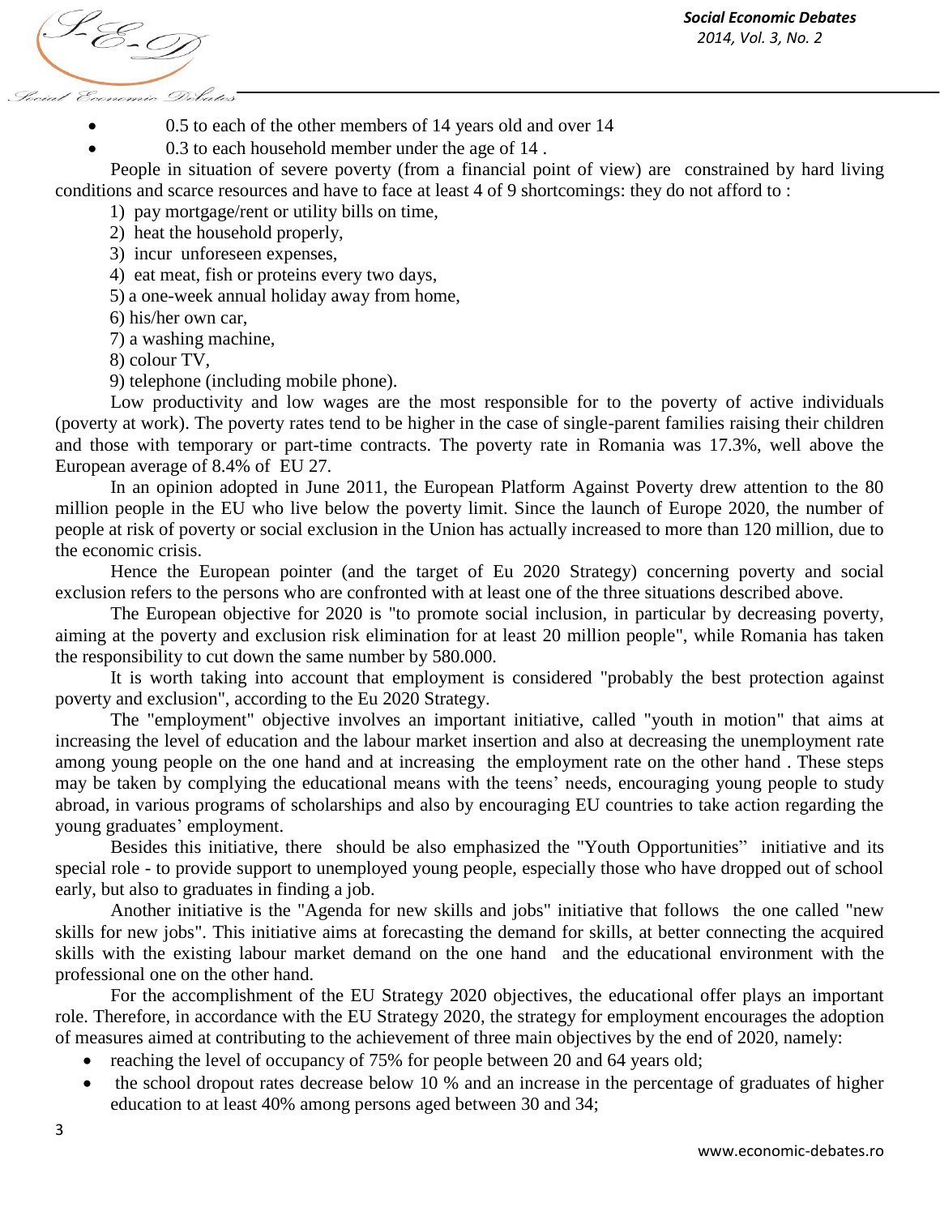- 0.5 to each of the other members of 14 years old and over 14
- 0.3 to each household member under the age of 14 .

People in situation of severe poverty (from a financial point of view) are constrained by hard living conditions and scarce resources and have to face at least 4 of 9 shortcomings: they do not afford to :

1) pay mortgage/rent or utility bills on time,
2) heat the household properly,
3) incur unforeseen expenses,
4) eat meat, fish or proteins every two days,
5) a one-week annual holiday away from home,
6) his/her own car,
7) a washing machine,
8) colour TV,
9) telephone (including mobile phone).

Low productivity and low wages are the most responsible for to the poverty of active individuals (poverty at work). The poverty rates tend to be higher in the case of single-parent families raising their children and those with temporary or part-time contracts. The poverty rate in Romania was 17.3%, well above the European average of 8.4% of EU 27.

In an opinion adopted in June 2011, the European Platform Against Poverty drew attention to the 80 million people in the EU who live below the poverty limit. Since the launch of Europe 2020, the number of people at risk of poverty or social exclusion in the Union has actually increased to more than 120 million, due to the economic crisis.

Hence the European pointer (and the target of Eu 2020 Strategy) concerning poverty and social exclusion refers to the persons who are confronted with at least one of the three situations described above.

The European objective for 2020 is "to promote social inclusion, in particular by decreasing poverty, aiming at the poverty and exclusion risk elimination for at least 20 million people", while Romania has taken the responsibility to cut down the same number by 580.000.

It is worth taking into account that employment is considered "probably the best protection against poverty and exclusion", according to the Eu 2020 Strategy.

The "employment" objective involves an important initiative, called "youth in motion" that aims at increasing the level of education and the labour market insertion and also at decreasing the unemployment rate among young people on the one hand and at increasing the employment rate on the other hand . These steps may be taken by complying the educational means with the teens' needs, encouraging young people to study abroad, in various programs of scholarships and also by encouraging EU countries to take action regarding the young graduates' employment.

Besides this initiative, there should be also emphasized the "Youth Opportunities" initiative and its special role - to provide support to unemployed young people, especially those who have dropped out of school early, but also to graduates in finding a job.

Another initiative is the "Agenda for new skills and jobs" initiative that follows the one called "new skills for new jobs". This initiative aims at forecasting the demand for skills, at better connecting the acquired skills with the existing labour market demand on the one hand and the educational environment with the professional one on the other hand.

For the accomplishment of the EU Strategy 2020 objectives, the educational offer plays an important role. Therefore, in accordance with the EU Strategy 2020, the strategy for employment encourages the adoption of measures aimed at contributing to the achievement of three main objectives by the end of 2020, namely:

- reaching the level of occupancy of 75% for people between 20 and 64 years old;
- the school dropout rates decrease below 10 % and an increase in the percentage of graduates of higher education to at least 40% among persons aged between 30 and 34;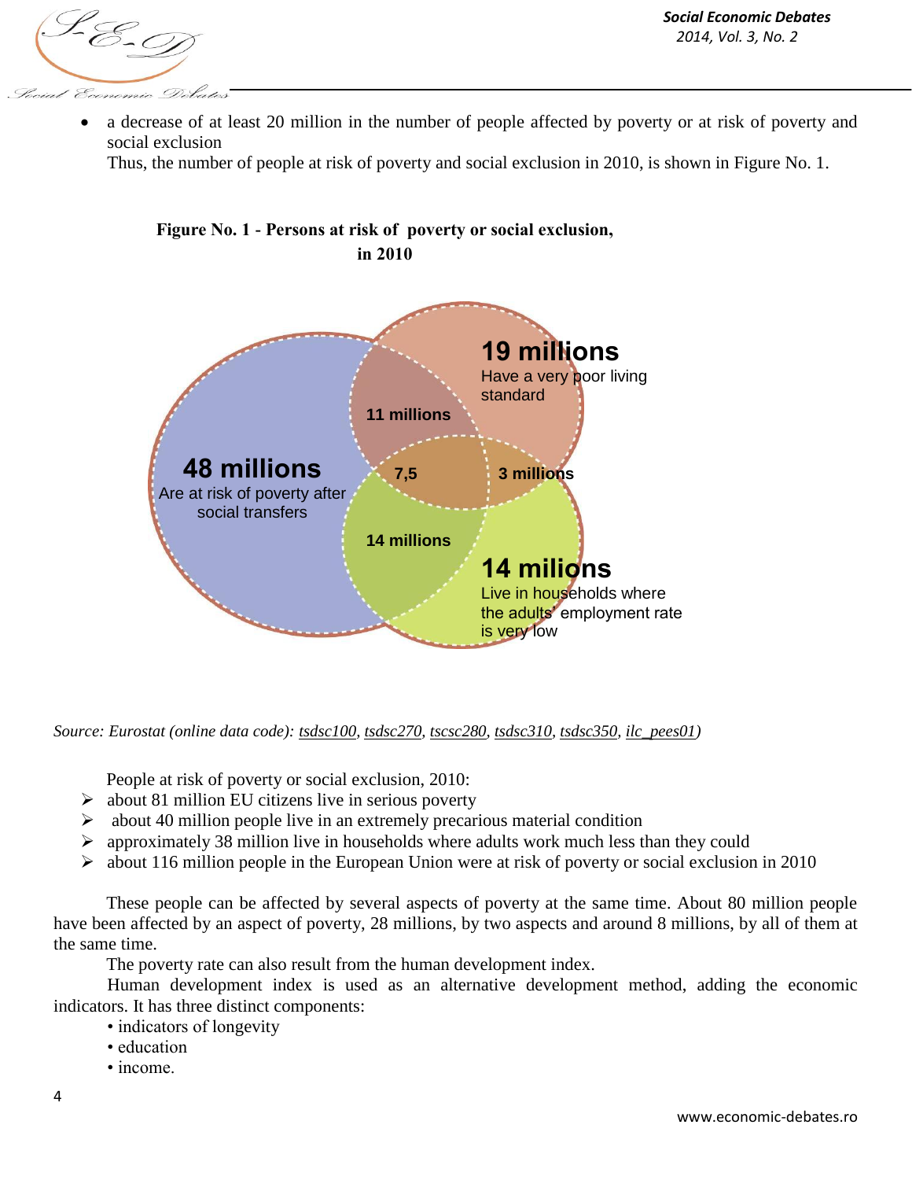- a decrease of at least 20 million in the number of people affected by poverty or at risk of poverty and social exclusion

  Thus, the number of people at risk of poverty and social exclusion in 2010, is shown in Figure No. 1.

**Figure No. 1 - Persons at risk of poverty or social exclusion, in 2010**

48 millions
Are at risk of poverty after social transfers

19 millions
Have a very poor living standard

14 milions
Live in households where the adults' employment rate is very low

11 millions

7,5

3 millions

14 millions

*Source: Eurostat (online data code): tsdsc100, tsdsc270, tscsc280, tsdsc310, tsdsc350, ilc_pees01)*

People at risk of poverty or social exclusion, 2010:

- about 81 million EU citizens live in serious poverty
- about 40 million people live in an extremely precarious material condition
- approximately 38 million live in households where adults work much less than they could
- about 116 million people in the European Union were at risk of poverty or social exclusion in 2010

These people can be affected by several aspects of poverty at the same time. About 80 million people have been affected by an aspect of poverty, 28 millions, by two aspects and around 8 millions, by all of them at the same time.

The poverty rate can also result from the human development index.

Human development index is used as an alternative development method, adding the economic indicators. It has three distinct components:

- indicators of longevity
- education
- income.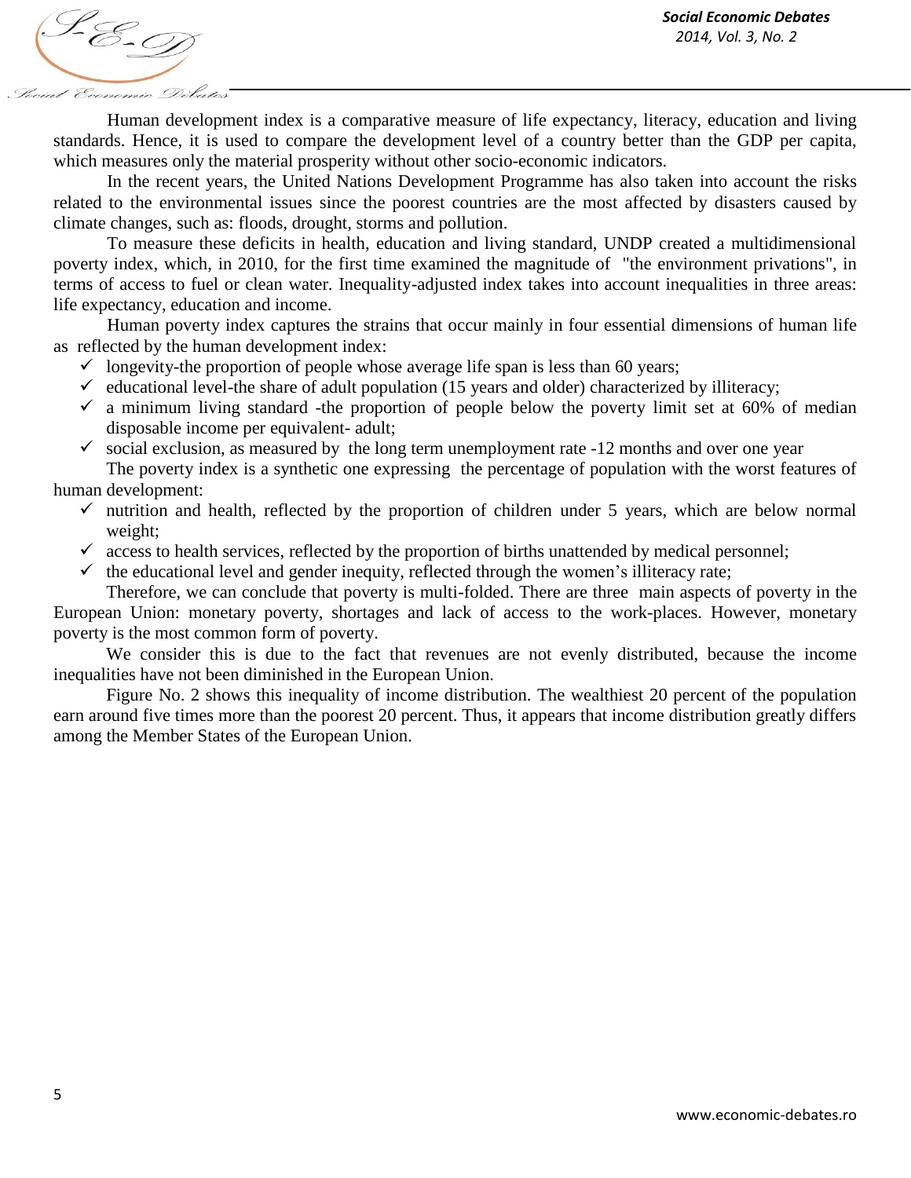Human development index is a comparative measure of life expectancy, literacy, education and living standards. Hence, it is used to compare the development level of a country better than the GDP per capita, which measures only the material prosperity without other socio-economic indicators.

In the recent years, the United Nations Development Programme has also taken into account the risks related to the environmental issues since the poorest countries are the most affected by disasters caused by climate changes, such as: floods, drought, storms and pollution.

To measure these deficits in health, education and living standard, UNDP created a multidimensional poverty index, which, in 2010, for the first time examined the magnitude of "the environment privations", in terms of access to fuel or clean water. Inequality-adjusted index takes into account inequalities in three areas: life expectancy, education and income.

Human poverty index captures the strains that occur mainly in four essential dimensions of human life as reflected by the human development index:

- ✓ longevity-the proportion of people whose average life span is less than 60 years;
- ✓ educational level-the share of adult population (15 years and older) characterized by illiteracy;
- ✓ a minimum living standard -the proportion of people below the poverty limit set at 60% of median disposable income per equivalent- adult;
- ✓ social exclusion, as measured by the long term unemployment rate -12 months and over one year

The poverty index is a synthetic one expressing the percentage of population with the worst features of human development:

- ✓ nutrition and health, reflected by the proportion of children under 5 years, which are below normal weight;
- ✓ access to health services, reflected by the proportion of births unattended by medical personnel;
- ✓ the educational level and gender inequity, reflected through the women's illiteracy rate;

Therefore, we can conclude that poverty is multi-folded. There are three main aspects of poverty in the European Union: monetary poverty, shortages and lack of access to the work-places. However, monetary poverty is the most common form of poverty.

We consider this is due to the fact that revenues are not evenly distributed, because the income inequalities have not been diminished in the European Union.

Figure No. 2 shows this inequality of income distribution. The wealthiest 20 percent of the population earn around five times more than the poorest 20 percent. Thus, it appears that income distribution greatly differs among the Member States of the European Union.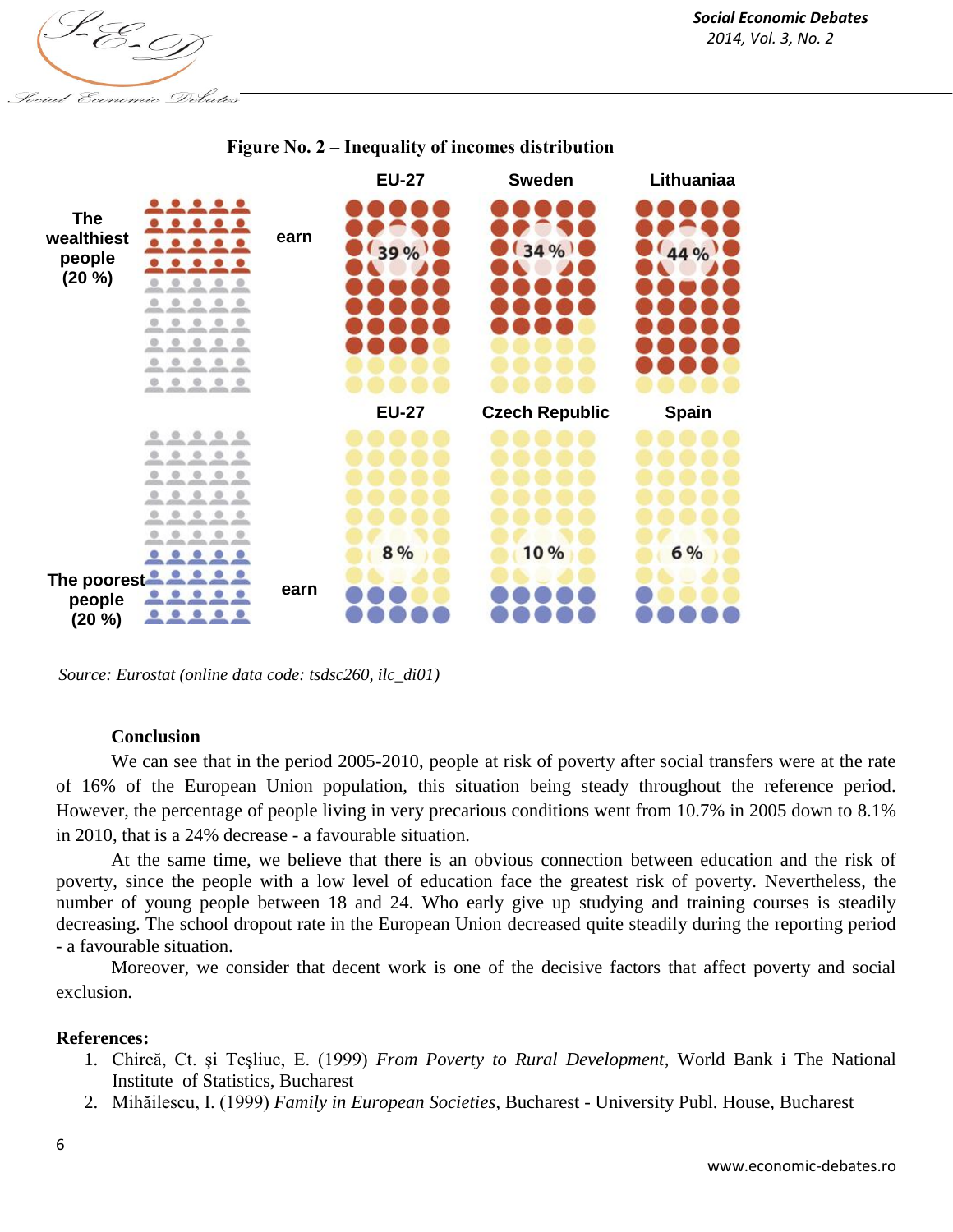**Figure No. 2 – Inequality of incomes distribution**

| | EU-27 | Sweden | Lithuaniaa |
|---|---|---|---|
| The wealthiest people (20 %) earn | 39 % | 34 % | 44 % |

| | EU-27 | Czech Republic | Spain |
|---|---|---|---|
| The poorest people (20 %) earn | 8 % | 10 % | 6 % |

*Source: Eurostat (online data code: tsdsc260, ilc_di01)*

## Conclusion

We can see that in the period 2005-2010, people at risk of poverty after social transfers were at the rate of 16% of the European Union population, this situation being steady throughout the reference period. However, the percentage of people living in very precarious conditions went from 10.7% in 2005 down to 8.1% in 2010, that is a 24% decrease - a favourable situation.

At the same time, we believe that there is an obvious connection between education and the risk of poverty, since the people with a low level of education face the greatest risk of poverty. Nevertheless, the number of young people between 18 and 24. Who early give up studying and training courses is steadily decreasing. The school dropout rate in the European Union decreased quite steadily during the reporting period - a favourable situation.

Moreover, we consider that decent work is one of the decisive factors that affect poverty and social exclusion.

**References:**

1. Chircă, Ct. şi Teşliuc, E. (1999) *From Poverty to Rural Development*, World Bank i The National Institute of Statistics, Bucharest
2. Mihăilescu, I. (1999) *Family in European Societies*, Bucharest - University Publ. House, Bucharest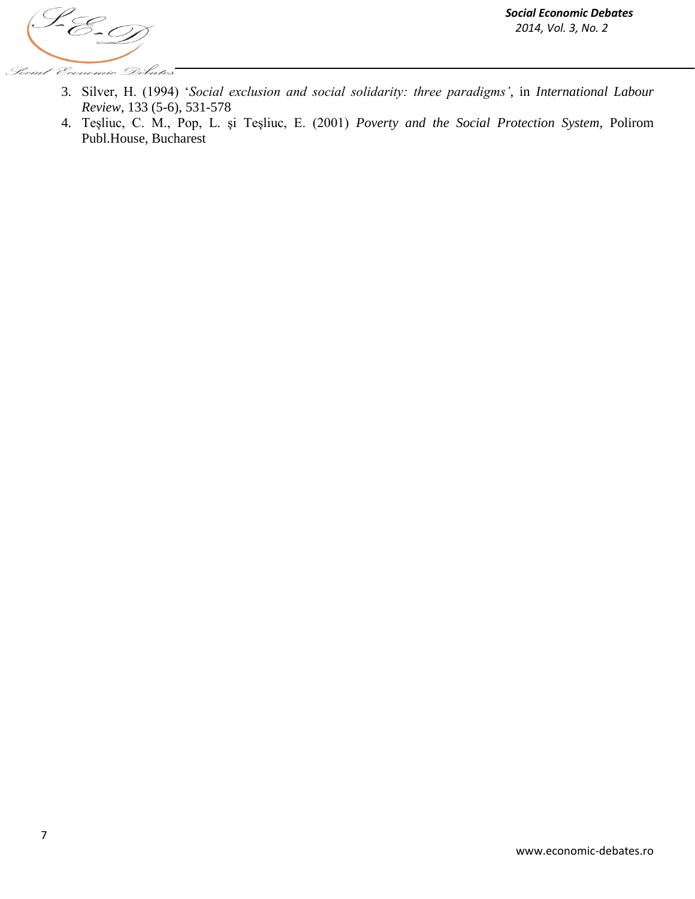3. Silver, H. (1994) '*Social exclusion and social solidarity: three paradigms'*, in *International Labour Review*, 133 (5-6), 531-578
4. Teşliuc, C. M., Pop, L. şi Teşliuc, E. (2001) *Poverty and the Social Protection System*, Polirom Publ.House, Bucharest